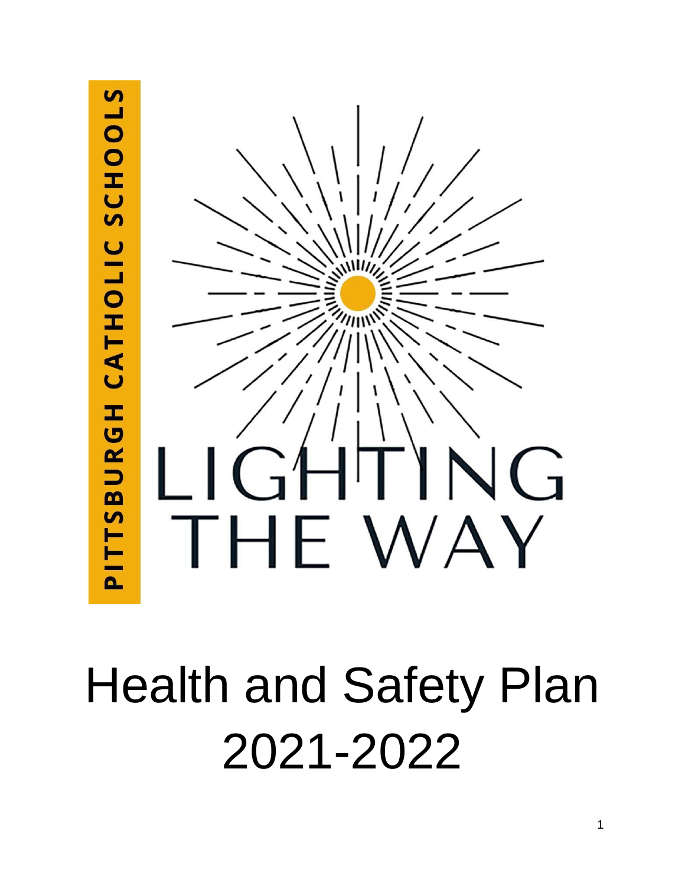PITTSBURGH CATHOLIC SCHOOLS

LIGHTING THE WAY

# Health and Safety Plan 2021-2022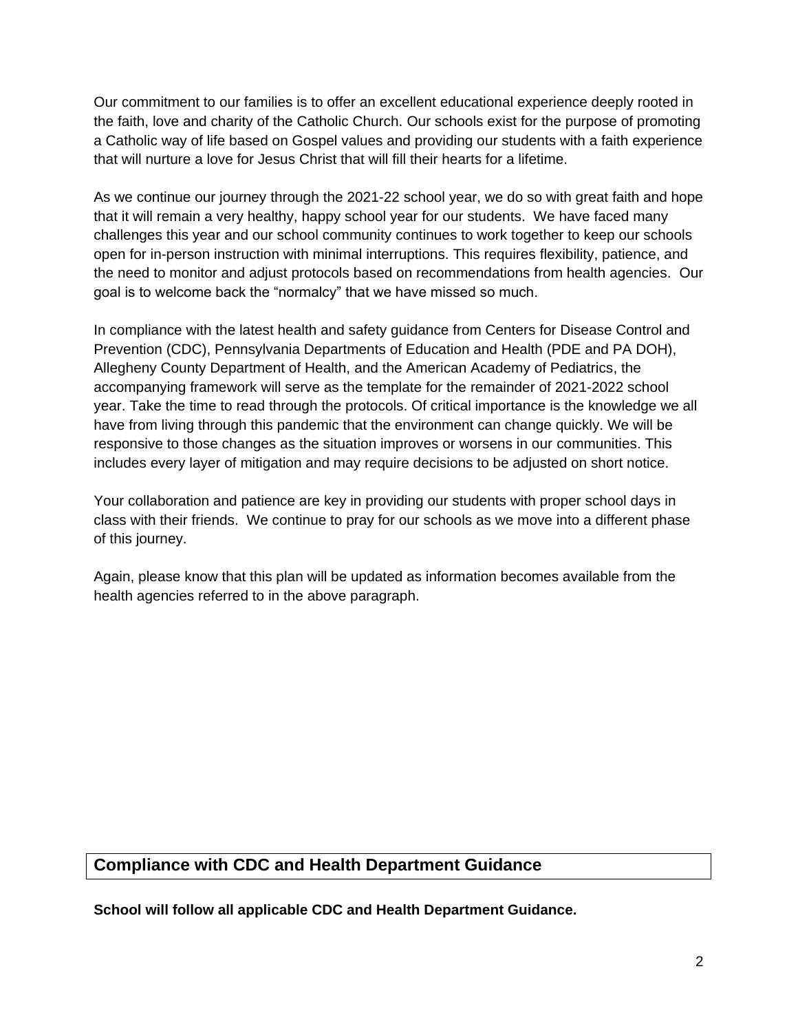Our commitment to our families is to offer an excellent educational experience deeply rooted in the faith, love and charity of the Catholic Church. Our schools exist for the purpose of promoting a Catholic way of life based on Gospel values and providing our students with a faith experience that will nurture a love for Jesus Christ that will fill their hearts for a lifetime.

As we continue our journey through the 2021-22 school year, we do so with great faith and hope that it will remain a very healthy, happy school year for our students. We have faced many challenges this year and our school community continues to work together to keep our schools open for in-person instruction with minimal interruptions. This requires flexibility, patience, and the need to monitor and adjust protocols based on recommendations from health agencies. Our goal is to welcome back the "normalcy" that we have missed so much.

In compliance with the latest health and safety guidance from Centers for Disease Control and Prevention (CDC), Pennsylvania Departments of Education and Health (PDE and PA DOH), Allegheny County Department of Health, and the American Academy of Pediatrics, the accompanying framework will serve as the template for the remainder of 2021-2022 school year. Take the time to read through the protocols. Of critical importance is the knowledge we all have from living through this pandemic that the environment can change quickly. We will be responsive to those changes as the situation improves or worsens in our communities. This includes every layer of mitigation and may require decisions to be adjusted on short notice.

Your collaboration and patience are key in providing our students with proper school days in class with their friends. We continue to pray for our schools as we move into a different phase of this journey.

Again, please know that this plan will be updated as information becomes available from the health agencies referred to in the above paragraph.

## Compliance with CDC and Health Department Guidance

**School will follow all applicable CDC and Health Department Guidance.**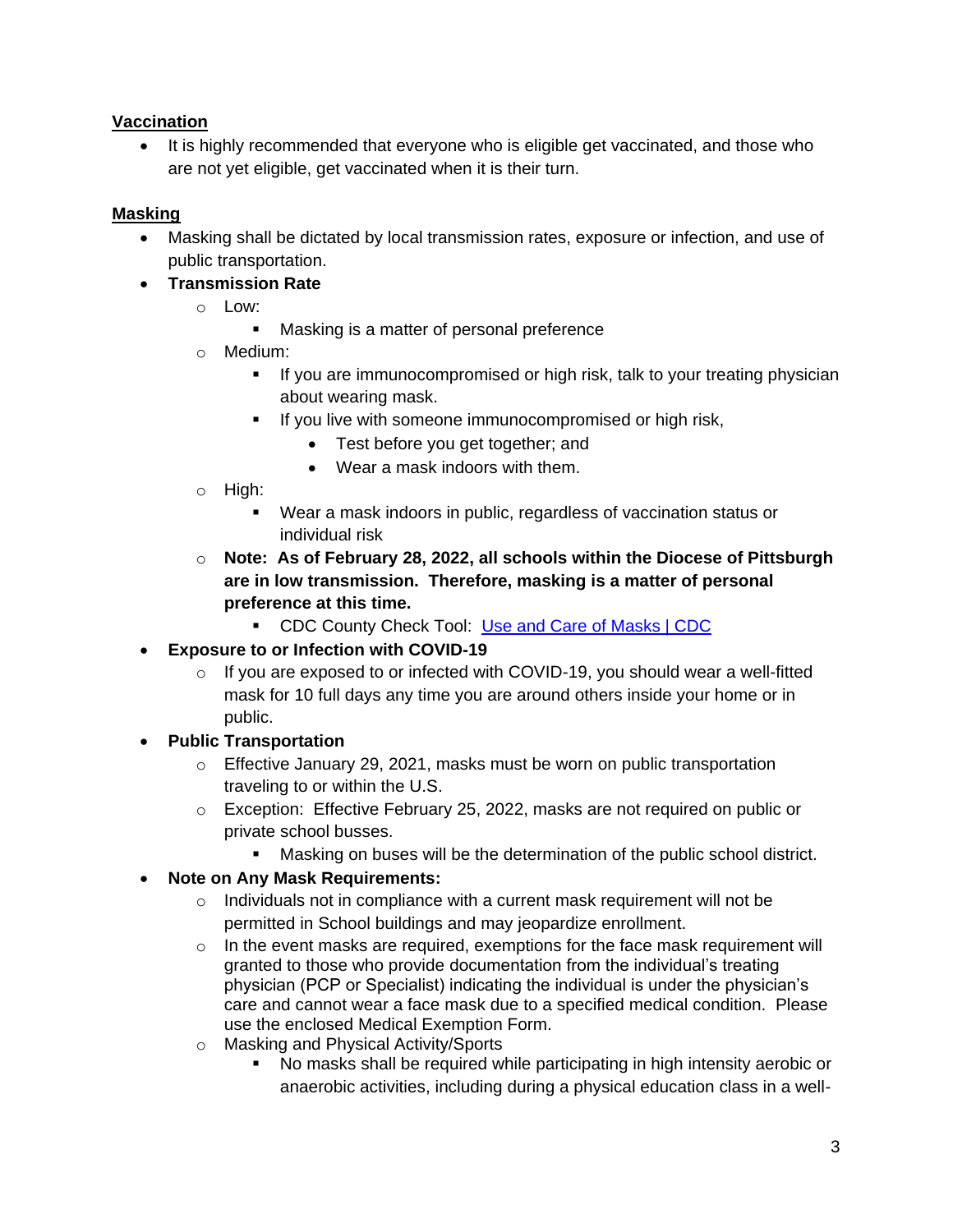## Vaccination

- It is highly recommended that everyone who is eligible get vaccinated, and those who are not yet eligible, get vaccinated when it is their turn.

## Masking

- Masking shall be dictated by local transmission rates, exposure or infection, and use of public transportation.
- **Transmission Rate**
  - Low:
    - Masking is a matter of personal preference
  - Medium:
    - If you are immunocompromised or high risk, talk to your treating physician about wearing mask.
    - If you live with someone immunocompromised or high risk,
      - Test before you get together; and
      - Wear a mask indoors with them.
  - High:
    - Wear a mask indoors in public, regardless of vaccination status or individual risk
  - **Note: As of February 28, 2022, all schools within the Diocese of Pittsburgh are in low transmission. Therefore, masking is a matter of personal preference at this time.**
    - CDC County Check Tool: [Use and Care of Masks | CDC]
- **Exposure to or Infection with COVID-19**
  - If you are exposed to or infected with COVID-19, you should wear a well-fitted mask for 10 full days any time you are around others inside your home or in public.
- **Public Transportation**
  - Effective January 29, 2021, masks must be worn on public transportation traveling to or within the U.S.
  - Exception: Effective February 25, 2022, masks are not required on public or private school busses.
    - Masking on buses will be the determination of the public school district.
- **Note on Any Mask Requirements:**
  - Individuals not in compliance with a current mask requirement will not be permitted in School buildings and may jeopardize enrollment.
  - In the event masks are required, exemptions for the face mask requirement will granted to those who provide documentation from the individual's treating physician (PCP or Specialist) indicating the individual is under the physician's care and cannot wear a face mask due to a specified medical condition. Please use the enclosed Medical Exemption Form.
  - Masking and Physical Activity/Sports
    - No masks shall be required while participating in high intensity aerobic or anaerobic activities, including during a physical education class in a well-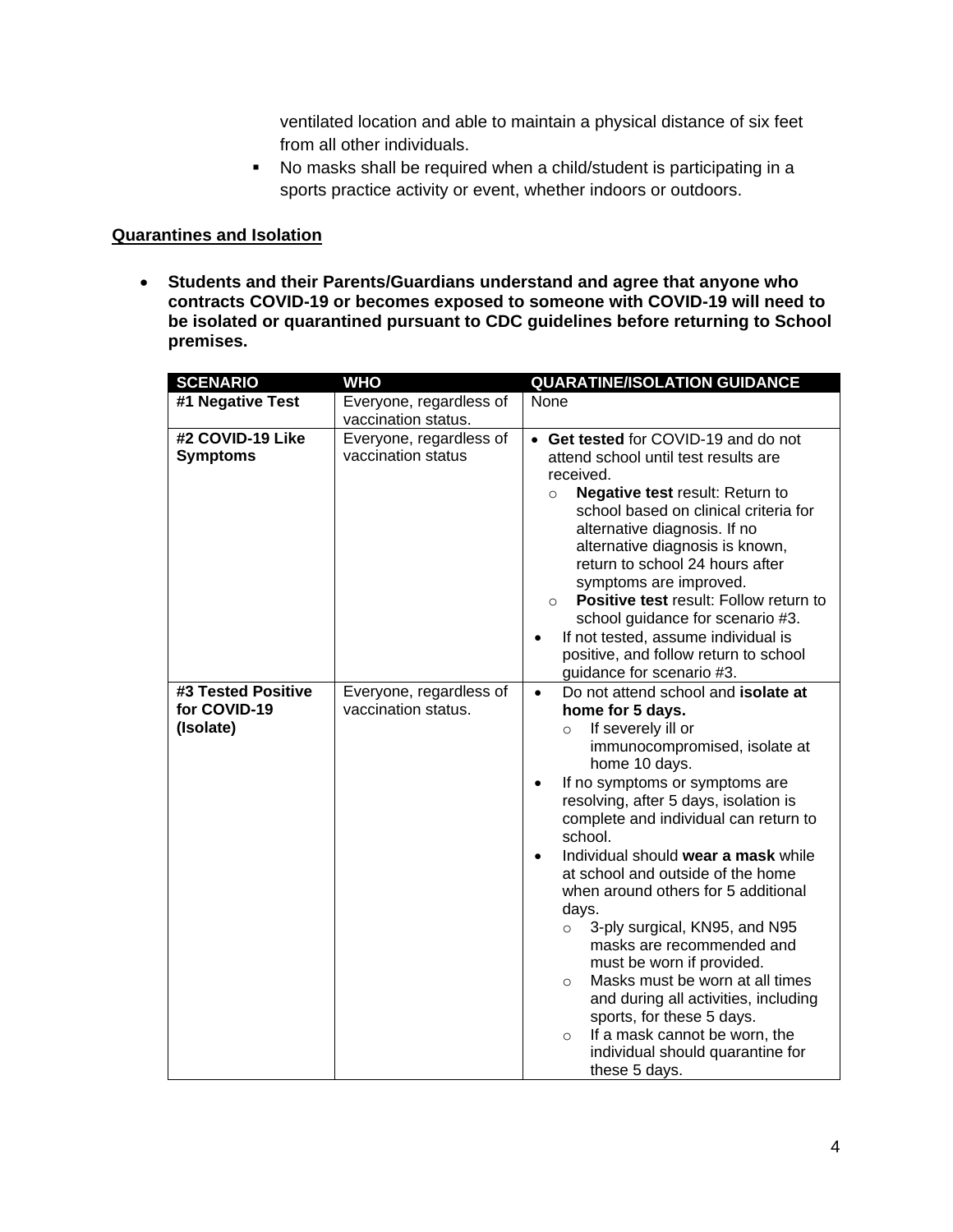ventilated location and able to maintain a physical distance of six feet from all other individuals.

- No masks shall be required when a child/student is participating in a sports practice activity or event, whether indoors or outdoors.

**Quarantines and Isolation**

- **Students and their Parents/Guardians understand and agree that anyone who contracts COVID-19 or becomes exposed to someone with COVID-19 will need to be isolated or quarantined pursuant to CDC guidelines before returning to School premises.**

| SCENARIO | WHO | QUARATINE/ISOLATION GUIDANCE |
|---|---|---|
| **#1 Negative Test** | Everyone, regardless of vaccination status. | None |
| **#2 COVID-19 Like Symptoms** | Everyone, regardless of vaccination status | • **Get tested** for COVID-19 and do not attend school until test results are received.<br>&nbsp;&nbsp;○ **Negative test** result: Return to school based on clinical criteria for alternative diagnosis. If no alternative diagnosis is known, return to school 24 hours after symptoms are improved.<br>&nbsp;&nbsp;○ **Positive test** result: Follow return to school guidance for scenario #3.<br>• If not tested, assume individual is positive, and follow return to school guidance for scenario #3. |
| **#3 Tested Positive for COVID-19 (Isolate)** | Everyone, regardless of vaccination status. | • Do not attend school and **isolate at home for 5 days.**<br>&nbsp;&nbsp;○ If severely ill or immunocompromised, isolate at home 10 days.<br>• If no symptoms or symptoms are resolving, after 5 days, isolation is complete and individual can return to school.<br>• Individual should **wear a mask** while at school and outside of the home when around others for 5 additional days.<br>&nbsp;&nbsp;○ 3-ply surgical, KN95, and N95 masks are recommended and must be worn if provided.<br>&nbsp;&nbsp;○ Masks must be worn at all times and during all activities, including sports, for these 5 days.<br>&nbsp;&nbsp;○ If a mask cannot be worn, the individual should quarantine for these 5 days. |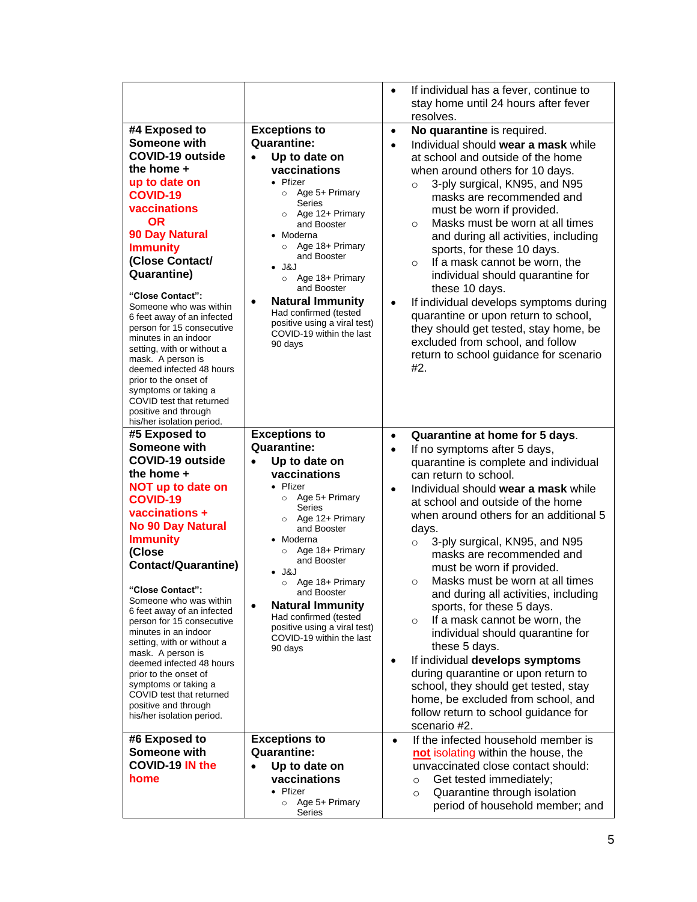| | | |
|---|---|---|
| | | • If individual has a fever, continue to stay home until 24 hours after fever resolves. |
| **#4 Exposed to Someone with COVID-19 outside the home +** **up to date on COVID-19 vaccinations** **OR** **90 Day Natural Immunity** **(Close Contact/ Quarantine)**<br><br>**"Close Contact":** Someone who was within 6 feet away of an infected person for 15 consecutive minutes in an indoor setting, with or without a mask. A person is deemed infected 48 hours prior to the onset of symptoms or taking a COVID test that returned positive and through his/her isolation period. | **Exceptions to Quarantine:**<br>• **Up to date on vaccinations**<br>  • Pfizer<br>    ○ Age 5+ Primary Series<br>    ○ Age 12+ Primary and Booster<br>  • Moderna<br>    ○ Age 18+ Primary and Booster<br>  • J&J<br>    ○ Age 18+ Primary and Booster<br>• **Natural Immunity** Had confirmed (tested positive using a viral test) COVID-19 within the last 90 days | • **No quarantine** is required.<br>• Individual should **wear a mask** while at school and outside of the home when around others for 10 days.<br>  ○ 3-ply surgical, KN95, and N95 masks are recommended and must be worn if provided.<br>  ○ Masks must be worn at all times and during all activities, including sports, for these 10 days.<br>  ○ If a mask cannot be worn, the individual should quarantine for these 10 days.<br>• If individual develops symptoms during quarantine or upon return to school, they should get tested, stay home, be excluded from school, and follow return to school guidance for scenario #2. |
| **#5 Exposed to Someone with COVID-19 outside the home +** **NOT up to date on COVID-19 vaccinations +** **No 90 Day Natural Immunity** **(Close Contact/Quarantine)**<br><br>**"Close Contact":** Someone who was within 6 feet away of an infected person for 15 consecutive minutes in an indoor setting, with or without a mask. A person is deemed infected 48 hours prior to the onset of symptoms or taking a COVID test that returned positive and through his/her isolation period. | **Exceptions to Quarantine:**<br>• **Up to date on vaccinations**<br>  • Pfizer<br>    ○ Age 5+ Primary Series<br>    ○ Age 12+ Primary and Booster<br>  • Moderna<br>    ○ Age 18+ Primary and Booster<br>  • J&J<br>    ○ Age 18+ Primary and Booster<br>• **Natural Immunity** Had confirmed (tested positive using a viral test) COVID-19 within the last 90 days | • **Quarantine at home for 5 days**.<br>• If no symptoms after 5 days, quarantine is complete and individual can return to school.<br>• Individual should **wear a mask** while at school and outside of the home when around others for an additional 5 days.<br>  ○ 3-ply surgical, KN95, and N95 masks are recommended and must be worn if provided.<br>  ○ Masks must be worn at all times and during all activities, including sports, for these 5 days.<br>  ○ If a mask cannot be worn, the individual should quarantine for these 5 days.<br>• If individual **develops symptoms** during quarantine or upon return to school, they should get tested, stay home, be excluded from school, and follow return to school guidance for scenario #2. |
| **#6 Exposed to Someone with COVID-19 IN the home** | **Exceptions to Quarantine:**<br>• **Up to date on vaccinations**<br>  • Pfizer<br>    ○ Age 5+ Primary Series | • If the infected household member is **not** isolating within the house, the unvaccinated close contact should:<br>  ○ Get tested immediately;<br>  ○ Quarantine through isolation period of household member; and |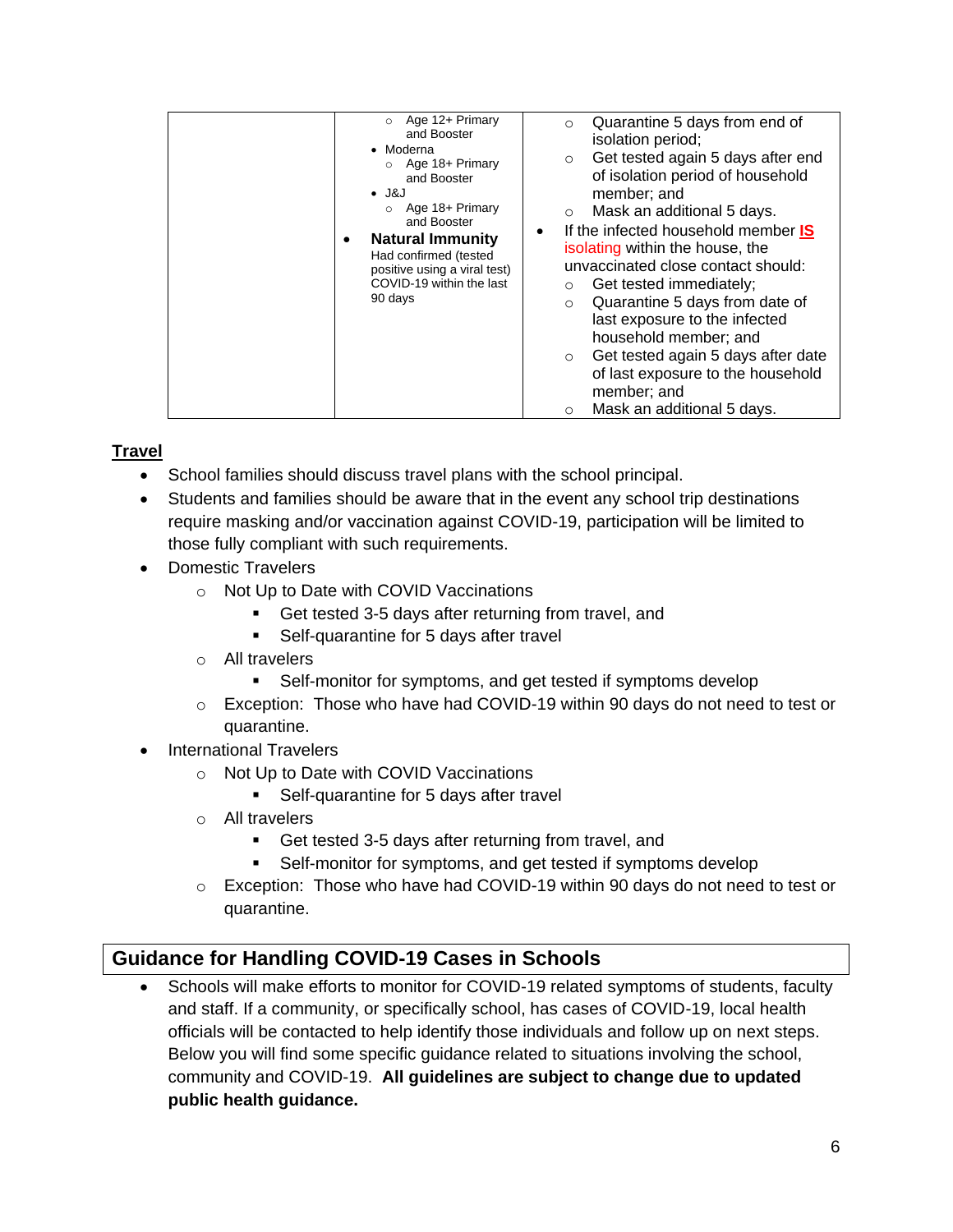| | | |
|---|---|---|
| | ○ Age 12+ Primary and Booster<br>• Moderna<br>○ Age 18+ Primary and Booster<br>• J&J<br>○ Age 18+ Primary and Booster<br>• **Natural Immunity** Had confirmed (tested positive using a viral test) COVID-19 within the last 90 days | ○ Quarantine 5 days from end of isolation period;<br>○ Get tested again 5 days after end of isolation period of household member; and<br>○ Mask an additional 5 days.<br>• If the infected household member **IS** isolating within the house, the unvaccinated close contact should:<br>○ Get tested immediately;<br>○ Quarantine 5 days from date of last exposure to the infected household member; and<br>○ Get tested again 5 days after date of last exposure to the household member; and<br>○ Mask an additional 5 days. |

**Travel**

- School families should discuss travel plans with the school principal.
- Students and families should be aware that in the event any school trip destinations require masking and/or vaccination against COVID-19, participation will be limited to those fully compliant with such requirements.
- Domestic Travelers
  - Not Up to Date with COVID Vaccinations
    - Get tested 3-5 days after returning from travel, and
    - Self-quarantine for 5 days after travel
  - All travelers
    - Self-monitor for symptoms, and get tested if symptoms develop
  - Exception: Those who have had COVID-19 within 90 days do not need to test or quarantine.
- International Travelers
  - Not Up to Date with COVID Vaccinations
    - Self-quarantine for 5 days after travel
  - All travelers
    - Get tested 3-5 days after returning from travel, and
    - Self-monitor for symptoms, and get tested if symptoms develop
  - Exception: Those who have had COVID-19 within 90 days do not need to test or quarantine.

## Guidance for Handling COVID-19 Cases in Schools

- Schools will make efforts to monitor for COVID-19 related symptoms of students, faculty and staff. If a community, or specifically school, has cases of COVID-19, local health officials will be contacted to help identify those individuals and follow up on next steps. Below you will find some specific guidance related to situations involving the school, community and COVID-19. **All guidelines are subject to change due to updated public health guidance.**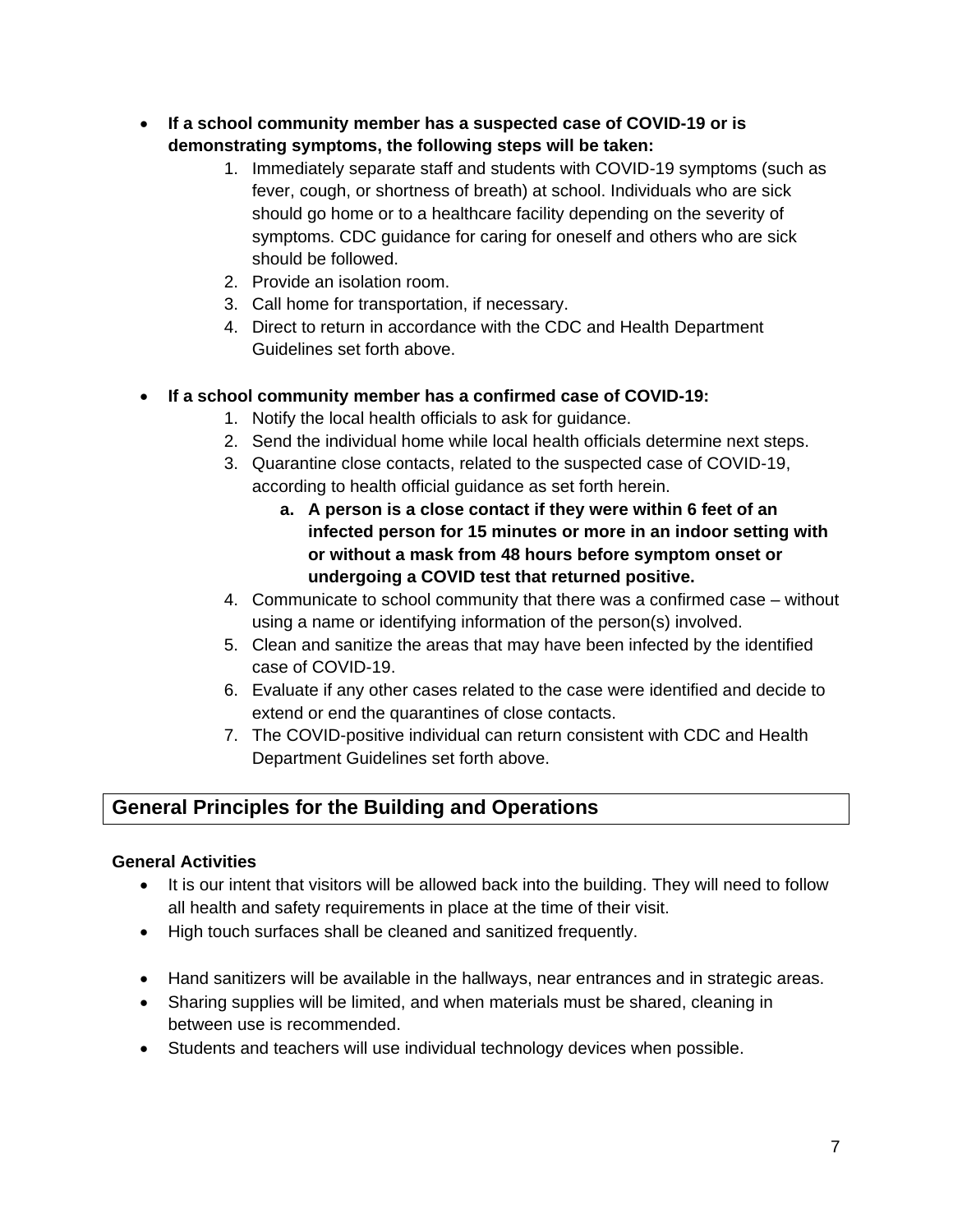- **If a school community member has a suspected case of COVID-19 or is demonstrating symptoms, the following steps will be taken:**
    1. Immediately separate staff and students with COVID-19 symptoms (such as fever, cough, or shortness of breath) at school. Individuals who are sick should go home or to a healthcare facility depending on the severity of symptoms. CDC guidance for caring for oneself and others who are sick should be followed.
    2. Provide an isolation room.
    3. Call home for transportation, if necessary.
    4. Direct to return in accordance with the CDC and Health Department Guidelines set forth above.

- **If a school community member has a confirmed case of COVID-19:**
    1. Notify the local health officials to ask for guidance.
    2. Send the individual home while local health officials determine next steps.
    3. Quarantine close contacts, related to the suspected case of COVID-19, according to health official guidance as set forth herein.
        a. **A person is a close contact if they were within 6 feet of an infected person for 15 minutes or more in an indoor setting with or without a mask from 48 hours before symptom onset or undergoing a COVID test that returned positive.**
    4. Communicate to school community that there was a confirmed case – without using a name or identifying information of the person(s) involved.
    5. Clean and sanitize the areas that may have been infected by the identified case of COVID-19.
    6. Evaluate if any other cases related to the case were identified and decide to extend or end the quarantines of close contacts.
    7. The COVID-positive individual can return consistent with CDC and Health Department Guidelines set forth above.

## General Principles for the Building and Operations

**General Activities**

- It is our intent that visitors will be allowed back into the building. They will need to follow all health and safety requirements in place at the time of their visit.
- High touch surfaces shall be cleaned and sanitized frequently.
- Hand sanitizers will be available in the hallways, near entrances and in strategic areas.
- Sharing supplies will be limited, and when materials must be shared, cleaning in between use is recommended.
- Students and teachers will use individual technology devices when possible.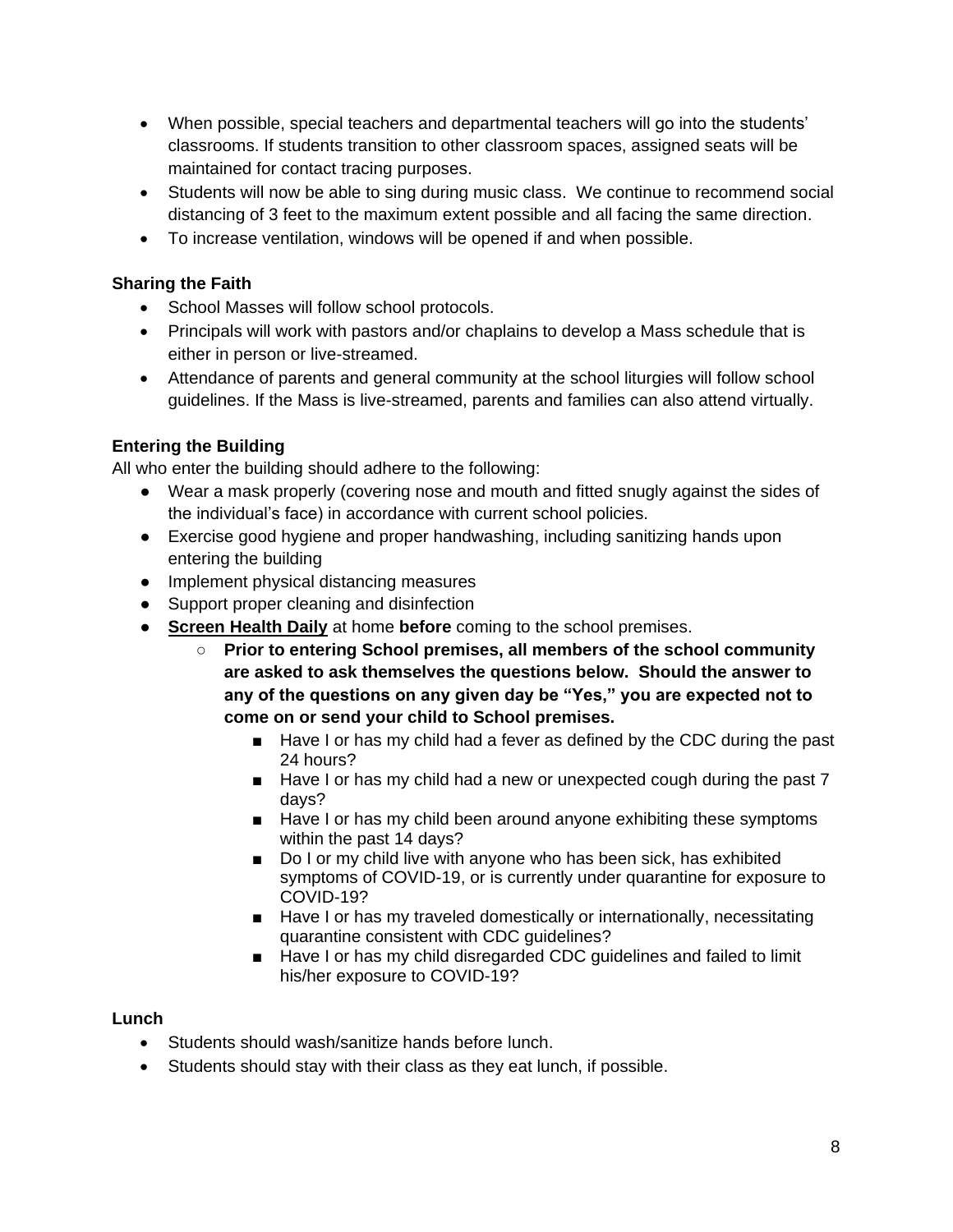- When possible, special teachers and departmental teachers will go into the students' classrooms. If students transition to other classroom spaces, assigned seats will be maintained for contact tracing purposes.
- Students will now be able to sing during music class. We continue to recommend social distancing of 3 feet to the maximum extent possible and all facing the same direction.
- To increase ventilation, windows will be opened if and when possible.

**Sharing the Faith**

- School Masses will follow school protocols.
- Principals will work with pastors and/or chaplains to develop a Mass schedule that is either in person or live-streamed.
- Attendance of parents and general community at the school liturgies will follow school guidelines. If the Mass is live-streamed, parents and families can also attend virtually.

**Entering the Building**

All who enter the building should adhere to the following:

- Wear a mask properly (covering nose and mouth and fitted snugly against the sides of the individual's face) in accordance with current school policies.
- Exercise good hygiene and proper handwashing, including sanitizing hands upon entering the building
- Implement physical distancing measures
- Support proper cleaning and disinfection
- **<u>Screen Health Daily</u>** at home **before** coming to the school premises.
  - **Prior to entering School premises, all members of the school community are asked to ask themselves the questions below. Should the answer to any of the questions on any given day be "Yes," you are expected not to come on or send your child to School premises.**
    - Have I or has my child had a fever as defined by the CDC during the past 24 hours?
    - Have I or has my child had a new or unexpected cough during the past 7 days?
    - Have I or has my child been around anyone exhibiting these symptoms within the past 14 days?
    - Do I or my child live with anyone who has been sick, has exhibited symptoms of COVID-19, or is currently under quarantine for exposure to COVID-19?
    - Have I or has my traveled domestically or internationally, necessitating quarantine consistent with CDC guidelines?
    - Have I or has my child disregarded CDC guidelines and failed to limit his/her exposure to COVID-19?

**Lunch**

- Students should wash/sanitize hands before lunch.
- Students should stay with their class as they eat lunch, if possible.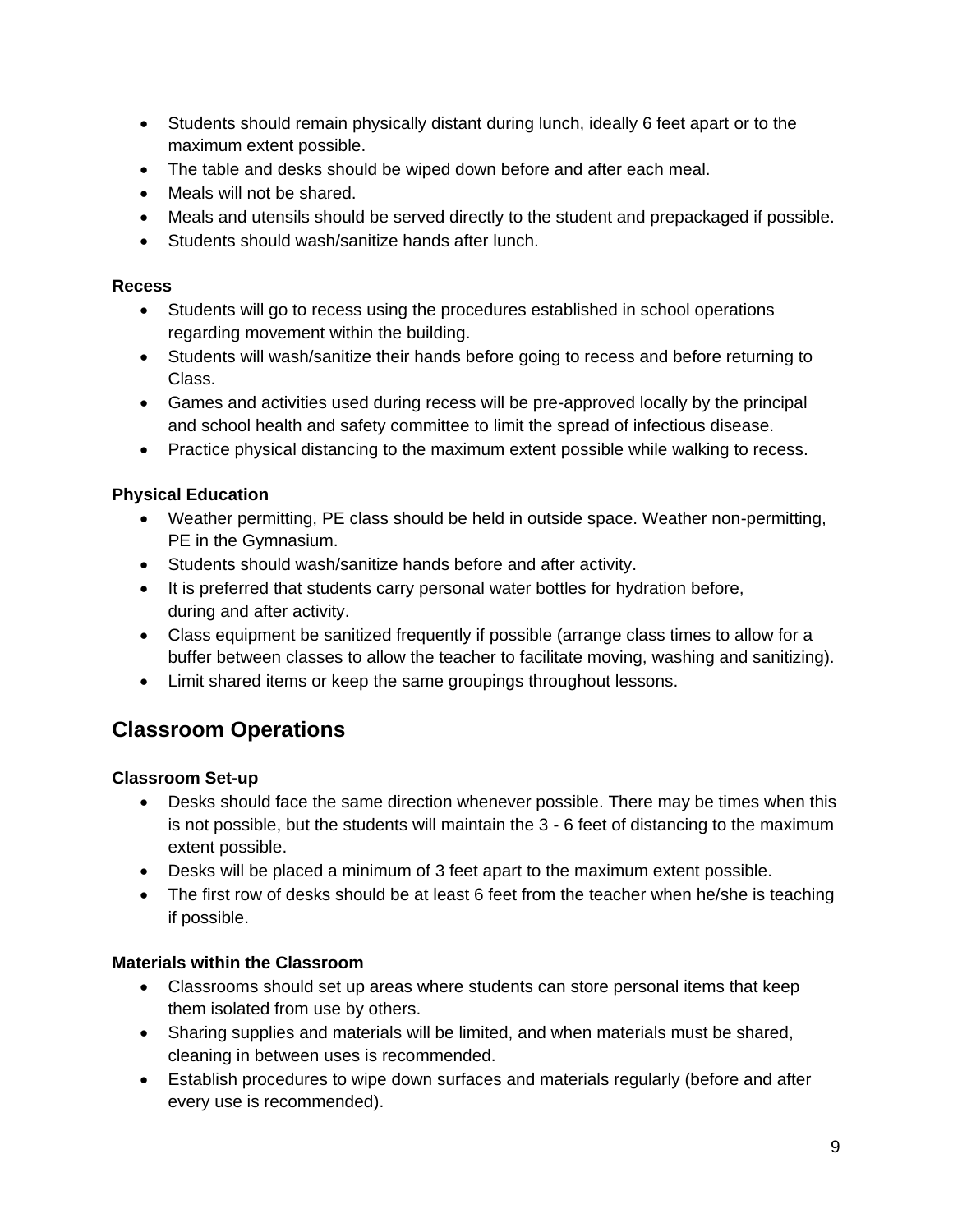- Students should remain physically distant during lunch, ideally 6 feet apart or to the maximum extent possible.
- The table and desks should be wiped down before and after each meal.
- Meals will not be shared.
- Meals and utensils should be served directly to the student and prepackaged if possible.
- Students should wash/sanitize hands after lunch.

**Recess**

- Students will go to recess using the procedures established in school operations regarding movement within the building.
- Students will wash/sanitize their hands before going to recess and before returning to Class.
- Games and activities used during recess will be pre-approved locally by the principal and school health and safety committee to limit the spread of infectious disease.
- Practice physical distancing to the maximum extent possible while walking to recess.

**Physical Education**

- Weather permitting, PE class should be held in outside space. Weather non-permitting, PE in the Gymnasium.
- Students should wash/sanitize hands before and after activity.
- It is preferred that students carry personal water bottles for hydration before, during and after activity.
- Class equipment be sanitized frequently if possible (arrange class times to allow for a buffer between classes to allow the teacher to facilitate moving, washing and sanitizing).
- Limit shared items or keep the same groupings throughout lessons.

## Classroom Operations

**Classroom Set-up**

- Desks should face the same direction whenever possible. There may be times when this is not possible, but the students will maintain the 3 - 6 feet of distancing to the maximum extent possible.
- Desks will be placed a minimum of 3 feet apart to the maximum extent possible.
- The first row of desks should be at least 6 feet from the teacher when he/she is teaching if possible.

**Materials within the Classroom**

- Classrooms should set up areas where students can store personal items that keep them isolated from use by others.
- Sharing supplies and materials will be limited, and when materials must be shared, cleaning in between uses is recommended.
- Establish procedures to wipe down surfaces and materials regularly (before and after every use is recommended).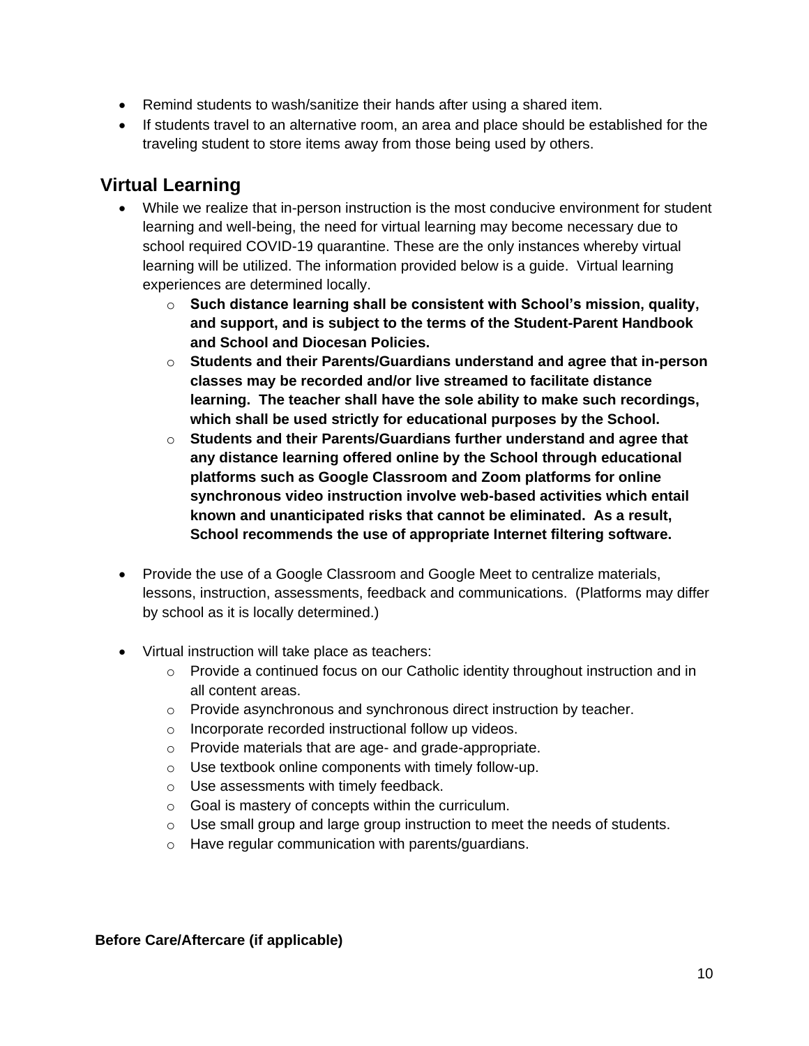- Remind students to wash/sanitize their hands after using a shared item.
- If students travel to an alternative room, an area and place should be established for the traveling student to store items away from those being used by others.

## Virtual Learning

- While we realize that in-person instruction is the most conducive environment for student learning and well-being, the need for virtual learning may become necessary due to school required COVID-19 quarantine. These are the only instances whereby virtual learning will be utilized. The information provided below is a guide. Virtual learning experiences are determined locally.
    - **Such distance learning shall be consistent with School's mission, quality, and support, and is subject to the terms of the Student-Parent Handbook and School and Diocesan Policies.**
    - **Students and their Parents/Guardians understand and agree that in-person classes may be recorded and/or live streamed to facilitate distance learning. The teacher shall have the sole ability to make such recordings, which shall be used strictly for educational purposes by the School.**
    - **Students and their Parents/Guardians further understand and agree that any distance learning offered online by the School through educational platforms such as Google Classroom and Zoom platforms for online synchronous video instruction involve web-based activities which entail known and unanticipated risks that cannot be eliminated. As a result, School recommends the use of appropriate Internet filtering software.**

- Provide the use of a Google Classroom and Google Meet to centralize materials, lessons, instruction, assessments, feedback and communications. (Platforms may differ by school as it is locally determined.)

- Virtual instruction will take place as teachers:
    - Provide a continued focus on our Catholic identity throughout instruction and in all content areas.
    - Provide asynchronous and synchronous direct instruction by teacher.
    - Incorporate recorded instructional follow up videos.
    - Provide materials that are age- and grade-appropriate.
    - Use textbook online components with timely follow-up.
    - Use assessments with timely feedback.
    - Goal is mastery of concepts within the curriculum.
    - Use small group and large group instruction to meet the needs of students.
    - Have regular communication with parents/guardians.

**Before Care/Aftercare (if applicable)**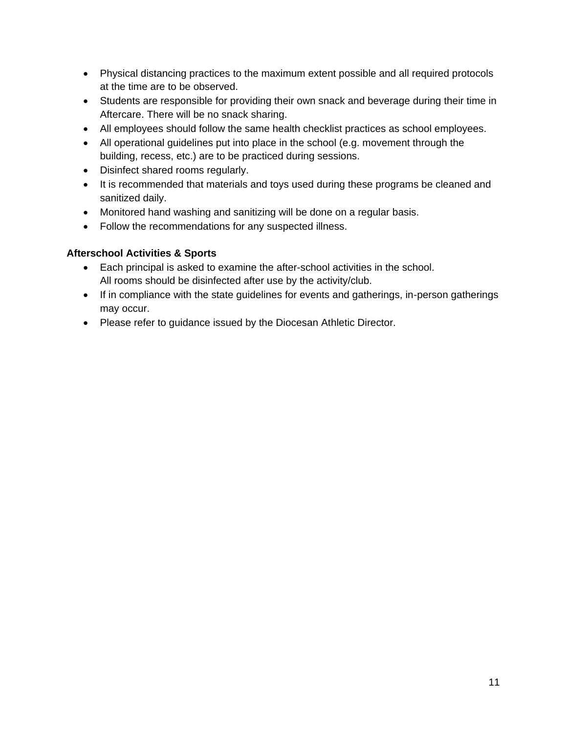- Physical distancing practices to the maximum extent possible and all required protocols at the time are to be observed.
- Students are responsible for providing their own snack and beverage during their time in Aftercare. There will be no snack sharing.
- All employees should follow the same health checklist practices as school employees.
- All operational guidelines put into place in the school (e.g. movement through the building, recess, etc.) are to be practiced during sessions.
- Disinfect shared rooms regularly.
- It is recommended that materials and toys used during these programs be cleaned and sanitized daily.
- Monitored hand washing and sanitizing will be done on a regular basis.
- Follow the recommendations for any suspected illness.

**Afterschool Activities & Sports**

- Each principal is asked to examine the after-school activities in the school. All rooms should be disinfected after use by the activity/club.
- If in compliance with the state guidelines for events and gatherings, in-person gatherings may occur.
- Please refer to guidance issued by the Diocesan Athletic Director.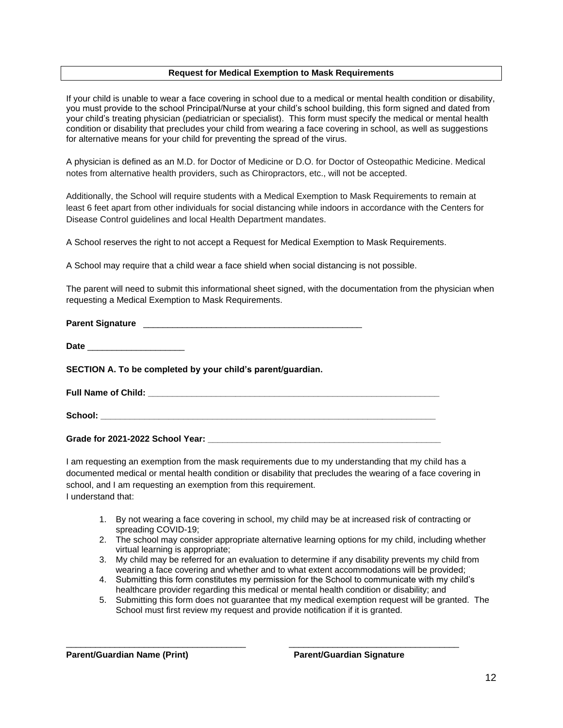**Request for Medical Exemption to Mask Requirements**

If your child is unable to wear a face covering in school due to a medical or mental health condition or disability, you must provide to the school Principal/Nurse at your child's school building, this form signed and dated from your child's treating physician (pediatrician or specialist). This form must specify the medical or mental health condition or disability that precludes your child from wearing a face covering in school, as well as suggestions for alternative means for your child for preventing the spread of the virus.

A physician is defined as an M.D. for Doctor of Medicine or D.O. for Doctor of Osteopathic Medicine. Medical notes from alternative health providers, such as Chiropractors, etc., will not be accepted.

Additionally, the School will require students with a Medical Exemption to Mask Requirements to remain at least 6 feet apart from other individuals for social distancing while indoors in accordance with the Centers for Disease Control guidelines and local Health Department mandates.

A School reserves the right to not accept a Request for Medical Exemption to Mask Requirements.

A School may require that a child wear a face shield when social distancing is not possible.

The parent will need to submit this informational sheet signed, with the documentation from the physician when requesting a Medical Exemption to Mask Requirements.

**Parent Signature** ______________________________________________

**Date** ____________________

**SECTION A. To be completed by your child's parent/guardian.**

**Full Name of Child: ______________________________________________________________**

**School: ____________________________________________________________________**

**Grade for 2021-2022 School Year: _________________________________________________**

I am requesting an exemption from the mask requirements due to my understanding that my child has a documented medical or mental health condition or disability that precludes the wearing of a face covering in school, and I am requesting an exemption from this requirement.
I understand that:

1. By not wearing a face covering in school, my child may be at increased risk of contracting or spreading COVID-19;
2. The school may consider appropriate alternative learning options for my child, including whether virtual learning is appropriate;
3. My child may be referred for an evaluation to determine if any disability prevents my child from wearing a face covering and whether and to what extent accommodations will be provided;
4. Submitting this form constitutes my permission for the School to communicate with my child's healthcare provider regarding this medical or mental health condition or disability; and
5. Submitting this form does not guarantee that my medical exemption request will be granted. The School must first review my request and provide notification if it is granted.

_____________________________________ &nbsp;&nbsp;&nbsp;&nbsp; ___________________________________

**Parent/Guardian Name (Print)** &nbsp;&nbsp;&nbsp;&nbsp; **Parent/Guardian Signature**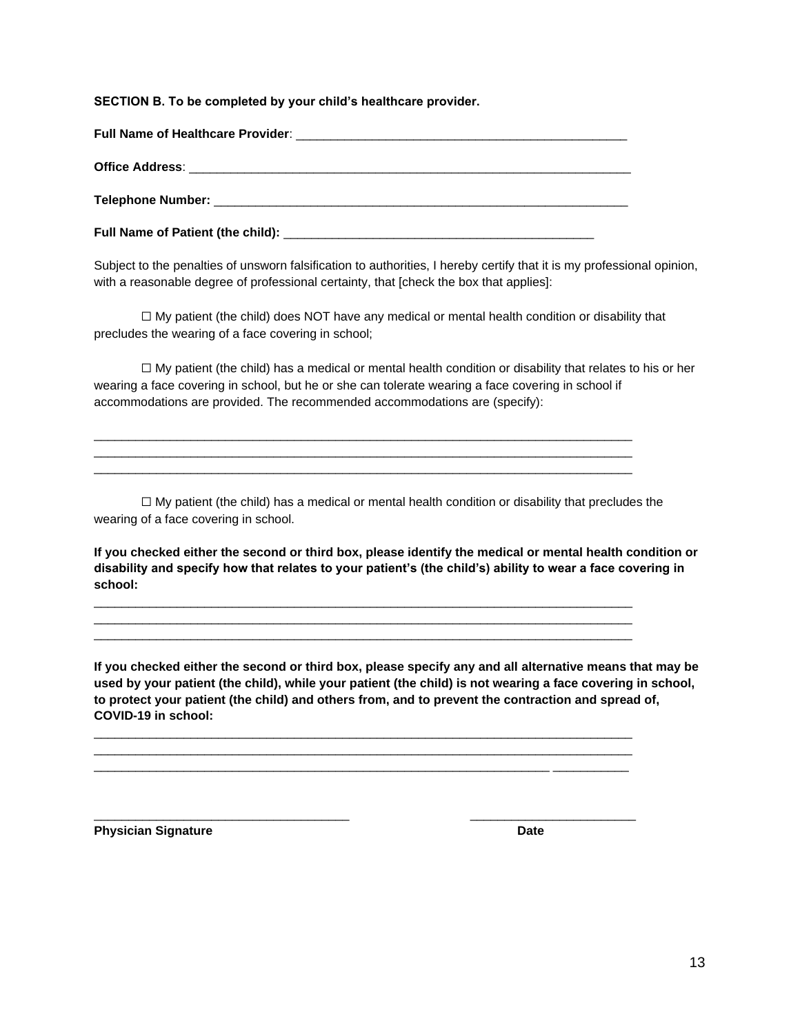**SECTION B. To be completed by your child's healthcare provider.**

**Full Name of Healthcare Provider**: ___________________________________________________

**Office Address**: ____________________________________________________________________

**Telephone Number:** _________________________________________________________________

**Full Name of Patient (the child):** _______________________________________________

Subject to the penalties of unsworn falsification to authorities, I hereby certify that it is my professional opinion, with a reasonable degree of professional certainty, that [check the box that applies]:

☐ My patient (the child) does NOT have any medical or mental health condition or disability that precludes the wearing of a face covering in school;

☐ My patient (the child) has a medical or mental health condition or disability that relates to his or her wearing a face covering in school, but he or she can tolerate wearing a face covering in school if accommodations are provided. The recommended accommodations are (specify):

_____________________________________________________________________________________
_____________________________________________________________________________________
_____________________________________________________________________________________

☐ My patient (the child) has a medical or mental health condition or disability that precludes the wearing of a face covering in school.

**If you checked either the second or third box, please identify the medical or mental health condition or disability and specify how that relates to your patient's (the child's) ability to wear a face covering in school:**

_____________________________________________________________________________________
_____________________________________________________________________________________
_____________________________________________________________________________________

**If you checked either the second or third box, please specify any and all alternative means that may be used by your patient (the child), while your patient (the child) is not wearing a face covering in school, to protect your patient (the child) and others from, and to prevent the contraction and spread of, COVID-19 in school:**

_____________________________________________________________________________________
_____________________________________________________________________________________
_____________________________________________________________________________________

_______________________________________ _________________________

**Physician Signature** **Date**